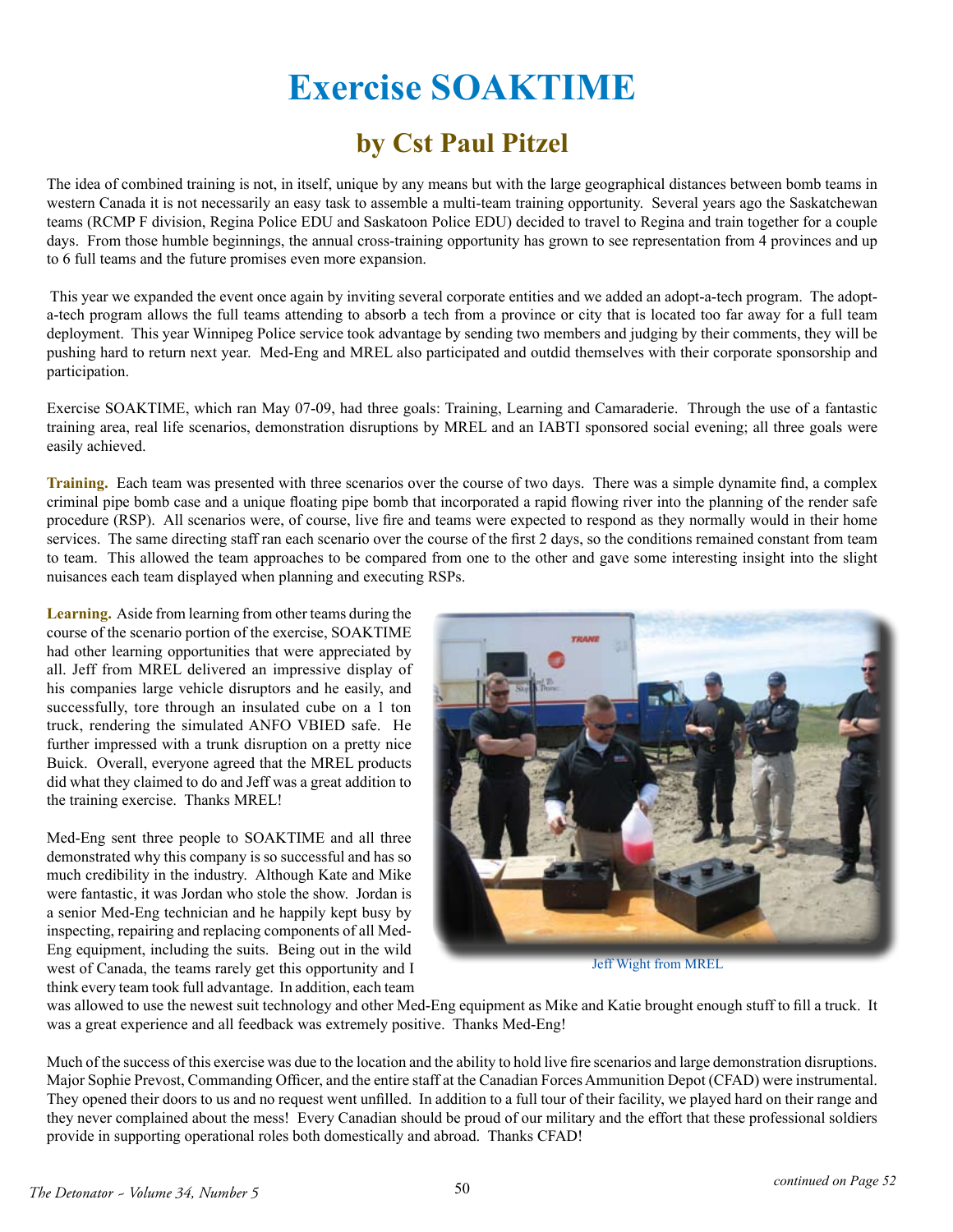# Exercise SOAKTIME

## by Cst Paul Pitzel

The idea of combined training is not, in itself, unique by any means but with the large geographical distances between bomb teams in western Canada it is not necessarily an easy task to assemble a multi-team training opportunity. Several years ago the Saskatchewan teams (RCMP F division, Regina Police EDU and Saskatoon Police EDU) decided to travel to Regina and train together for a couple days. From those humble beginnings, the annual cross-training opportunity has grown to see representation from 4 provinces and up to 6 full teams and the future promises even more expansion.

This year we expanded the event once again by inviting several corporate entities and we added an adopt-a-tech program. The adopt-a-tech program allows the full teams attending to absorb a tech from a province or city that is located too far away for a full team deployment. This year Winnipeg Police service took advantage by sending two members and judging by their comments, they will be pushing hard to return next year. Med-Eng and MREL also participated and outdid themselves with their corporate sponsorship and participation.

Exercise SOAKTIME, which ran May 07-09, had three goals: Training, Learning and Camaraderie. Through the use of a fantastic training area, real life scenarios, demonstration disruptions by MREL and an IABTI sponsored social evening; all three goals were easily achieved.

**Training.** Each team was presented with three scenarios over the course of two days. There was a simple dynamite find, a complex criminal pipe bomb case and a unique floating pipe bomb that incorporated a rapid flowing river into the planning of the render safe procedure (RSP). All scenarios were, of course, live fire and teams were expected to respond as they normally would in their home services. The same directing staff ran each scenario over the course of the first 2 days, so the conditions remained constant from team to team. This allowed the team approaches to be compared from one to the other and gave some interesting insight into the slight nuisances each team displayed when planning and executing RSPs.

**Learning.** Aside from learning from other teams during the course of the scenario portion of the exercise, SOAKTIME had other learning opportunities that were appreciated by all. Jeff from MREL delivered an impressive display of his companies large vehicle disruptors and he easily, and successfully, tore through an insulated cube on a 1 ton truck, rendering the simulated ANFO VBIED safe. He further impressed with a trunk disruption on a pretty nice Buick. Overall, everyone agreed that the MREL products did what they claimed to do and Jeff was a great addition to the training exercise. Thanks MREL!

Jeff Wight from MREL

Med-Eng sent three people to SOAKTIME and all three demonstrated why this company is so successful and has so much credibility in the industry. Although Kate and Mike were fantastic, it was Jordan who stole the show. Jordan is a senior Med-Eng technician and he happily kept busy by inspecting, repairing and replacing components of all Med-Eng equipment, including the suits. Being out in the wild west of Canada, the teams rarely get this opportunity and I think every team took full advantage. In addition, each team was allowed to use the newest suit technology and other Med-Eng equipment as Mike and Katie brought enough stuff to fill a truck. It was a great experience and all feedback was extremely positive. Thanks Med-Eng!

Much of the success of this exercise was due to the location and the ability to hold live fire scenarios and large demonstration disruptions. Major Sophie Prevost, Commanding Officer, and the entire staff at the Canadian Forces Ammunition Depot (CFAD) were instrumental. They opened their doors to us and no request went unfilled. In addition to a full tour of their facility, we played hard on their range and they never complained about the mess! Every Canadian should be proud of our military and the effort that these professional soldiers provide in supporting operational roles both domestically and abroad. Thanks CFAD!

*continued on Page 52*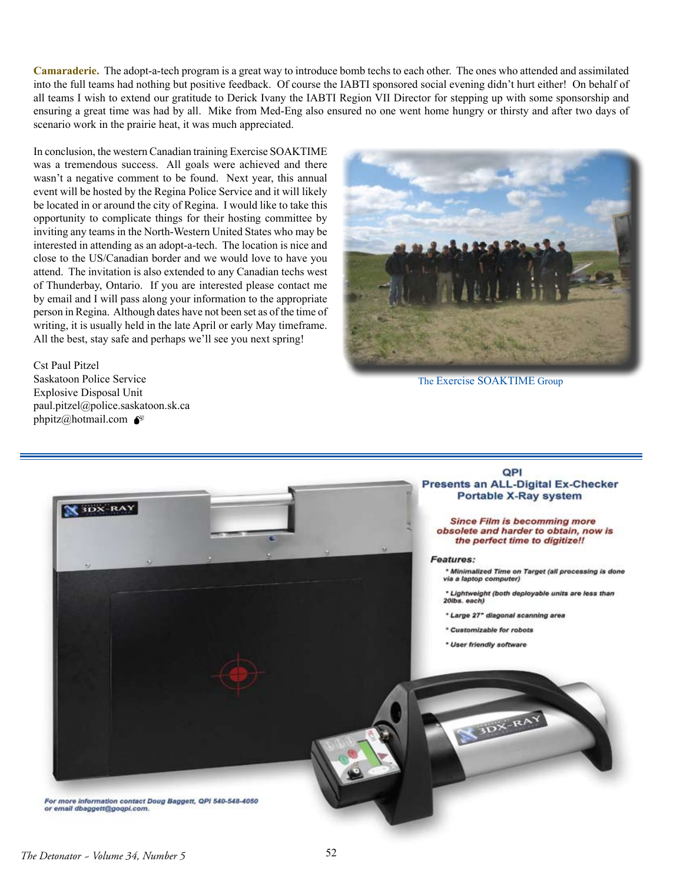**Camaraderie.** The adopt-a-tech program is a great way to introduce bomb techs to each other. The ones who attended and assimilated into the full teams had nothing but positive feedback. Of course the IABTI sponsored social evening didn't hurt either! On behalf of all teams I wish to extend our gratitude to Derick Ivany the IABTI Region VII Director for stepping up with some sponsorship and ensuring a great time was had by all. Mike from Med-Eng also ensured no one went home hungry or thirsty and after two days of scenario work in the prairie heat, it was much appreciated.

In conclusion, the western Canadian training Exercise SOAKTIME was a tremendous success. All goals were achieved and there wasn't a negative comment to be found. Next year, this annual event will be hosted by the Regina Police Service and it will likely be located in or around the city of Regina. I would like to take this opportunity to complicate things for their hosting committee by inviting any teams in the North-Western United States who may be interested in attending as an adopt-a-tech. The location is nice and close to the US/Canadian border and we would love to have you attend. The invitation is also extended to any Canadian techs west of Thunderbay, Ontario. If you are interested please contact me by email and I will pass along your information to the appropriate person in Regina. Although dates have not been set as of the time of writing, it is usually held in the late April or early May timeframe. All the best, stay safe and perhaps we'll see you next spring!

Cst Paul Pitzel
Saskatoon Police Service
Explosive Disposal Unit
paul.pitzel@police.saskatoon.sk.ca
phpitz@hotmail.com

The Exercise SOAKTIME Group

---

**QPI**
**Presents an ALL-Digital Ex-Checker Portable X-Ray system**

***Since Film is becomming more obsolete and harder to obtain, now is the perfect time to digitize!!***

***Features:***

- *Minimalized Time on Target (all processing is done via a laptop computer)*
- *Lightweight (both deployable units are less than 20lbs. each)*
- *Large 27" diagonal scanning area*
- *Customizable for robots*
- *User friendly software*

3DX-RAY

*For more information contact Doug Baggett, QPI 540-548-4050 or email dbaggett@goqpi.com.*